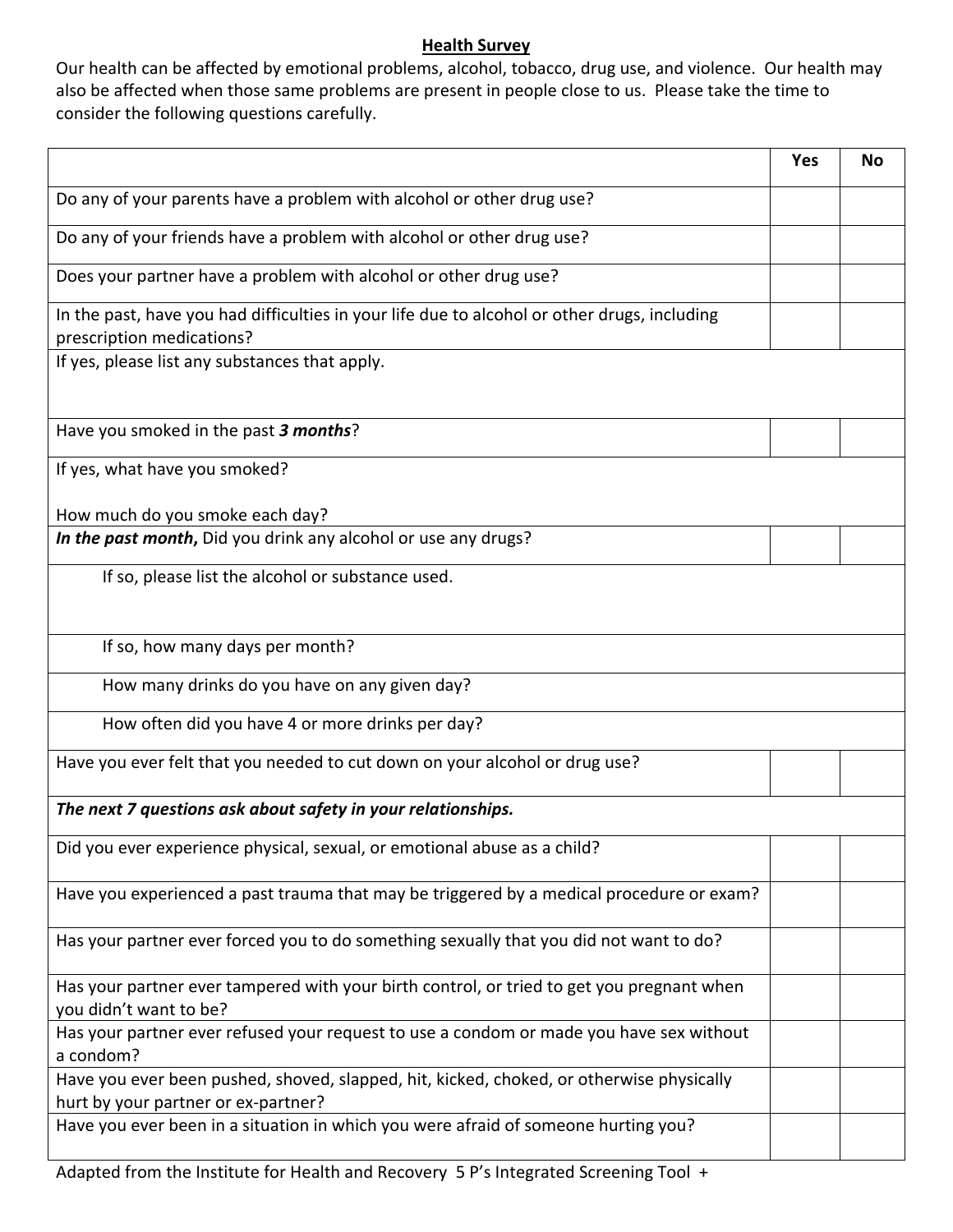## Health Survey

Our health can be affected by emotional problems, alcohol, tobacco, drug use, and violence. Our health may also be affected when those same problems are present in people close to us. Please take the time to consider the following questions carefully.

| | Yes | No |
|---|---|---|
| Do any of your parents have a problem with alcohol or other drug use? | | |
| Do any of your friends have a problem with alcohol or other drug use? | | |
| Does your partner have a problem with alcohol or other drug use? | | |
| In the past, have you had difficulties in your life due to alcohol or other drugs, including prescription medications? | | |
| If yes, please list any substances that apply. | | |
| Have you smoked in the past ***3 months***? | | |
| If yes, what have you smoked?<br><br>How much do you smoke each day? | | |
| ***In the past month*****,** Did you drink any alcohol or use any drugs? | | |
| If so, please list the alcohol or substance used. | | |
| If so, how many days per month? | | |
| How many drinks do you have on any given day? | | |
| How often did you have 4 or more drinks per day? | | |
| Have you ever felt that you needed to cut down on your alcohol or drug use? | | |
| ***The next 7 questions ask about safety in your relationships.*** | | |
| Did you ever experience physical, sexual, or emotional abuse as a child? | | |
| Have you experienced a past trauma that may be triggered by a medical procedure or exam? | | |
| Has your partner ever forced you to do something sexually that you did not want to do? | | |
| Has your partner ever tampered with your birth control, or tried to get you pregnant when you didn't want to be? | | |
| Has your partner ever refused your request to use a condom or made you have sex without a condom? | | |
| Have you ever been pushed, shoved, slapped, hit, kicked, choked, or otherwise physically hurt by your partner or ex-partner? | | |
| Have you ever been in a situation in which you were afraid of someone hurting you? | | |

Adapted from the Institute for Health and Recovery 5 P's Integrated Screening Tool +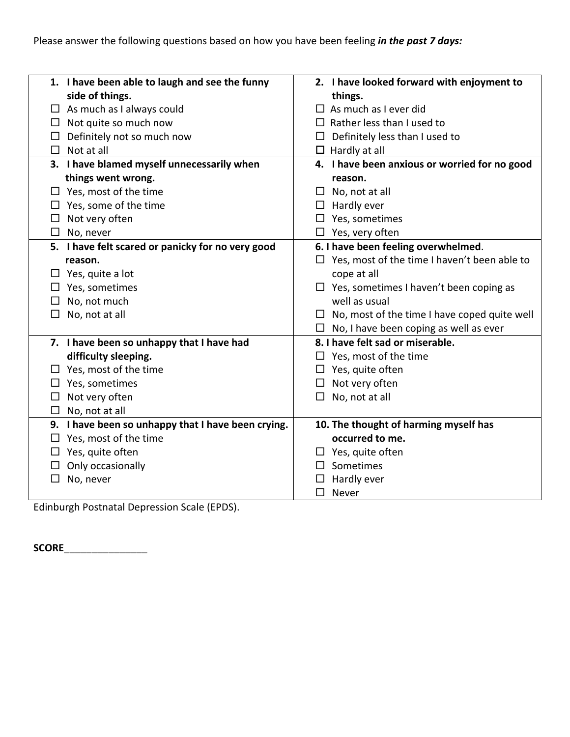Please answer the following questions based on how you have been feeling ***in the past 7 days:***

| | |
|---|---|
| **1. I have been able to laugh and see the funny side of things.**<br>☐ As much as I always could<br>☐ Not quite so much now<br>☐ Definitely not so much now<br>☐ Not at all | **2. I have looked forward with enjoyment to things.**<br>☐ As much as I ever did<br>☐ Rather less than I used to<br>☐ Definitely less than I used to<br>☐ Hardly at all |
| **3. I have blamed myself unnecessarily when things went wrong.**<br>☐ Yes, most of the time<br>☐ Yes, some of the time<br>☐ Not very often<br>☐ No, never | **4. I have been anxious or worried for no good reason.**<br>☐ No, not at all<br>☐ Hardly ever<br>☐ Yes, sometimes<br>☐ Yes, very often |
| **5. I have felt scared or panicky for no very good reason.**<br>☐ Yes, quite a lot<br>☐ Yes, sometimes<br>☐ No, not much<br>☐ No, not at all | **6. I have been feeling overwhelmed**.<br>☐ Yes, most of the time I haven't been able to cope at all<br>☐ Yes, sometimes I haven't been coping as well as usual<br>☐ No, most of the time I have coped quite well<br>☐ No, I have been coping as well as ever |
| **7. I have been so unhappy that I have had difficulty sleeping.**<br>☐ Yes, most of the time<br>☐ Yes, sometimes<br>☐ Not very often<br>☐ No, not at all | **8. I have felt sad or miserable.**<br>☐ Yes, most of the time<br>☐ Yes, quite often<br>☐ Not very often<br>☐ No, not at all |
| **9. I have been so unhappy that I have been crying.**<br>☐ Yes, most of the time<br>☐ Yes, quite often<br>☐ Only occasionally<br>☐ No, never | **10. The thought of harming myself has occurred to me.**<br>☐ Yes, quite often<br>☐ Sometimes<br>☐ Hardly ever<br>☐ Never |

Edinburgh Postnatal Depression Scale (EPDS).

**SCORE**_______________